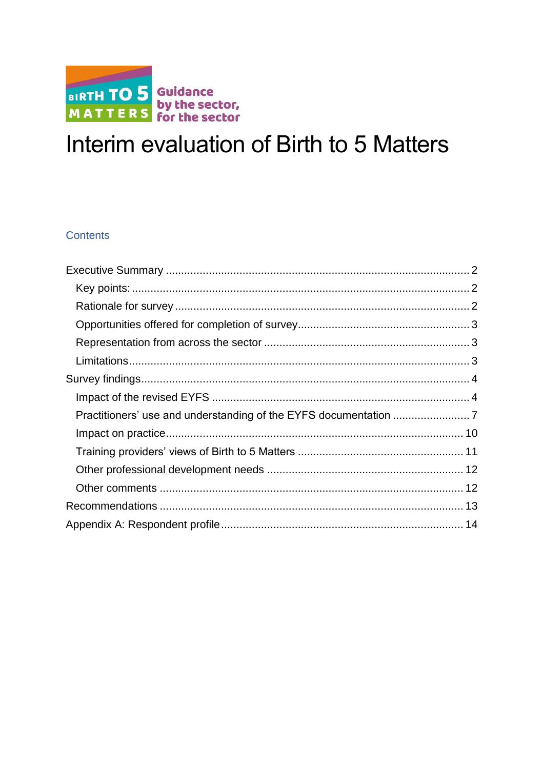BIRTH TO 5 MATTERS

Guidance by the sector, for the sector

# Interim evaluation of Birth to 5 Matters

## Contents

- Executive Summary ... 2
  - Key points: ... 2
  - Rationale for survey ... 2
  - Opportunities offered for completion of survey ... 3
  - Representation from across the sector ... 3
  - Limitations ... 3
- Survey findings ... 4
  - Impact of the revised EYFS ... 4
  - Practitioners' use and understanding of the EYFS documentation ... 7
  - Impact on practice ... 10
  - Training providers' views of Birth to 5 Matters ... 11
  - Other professional development needs ... 12
  - Other comments ... 12
- Recommendations ... 13
- Appendix A: Respondent profile ... 14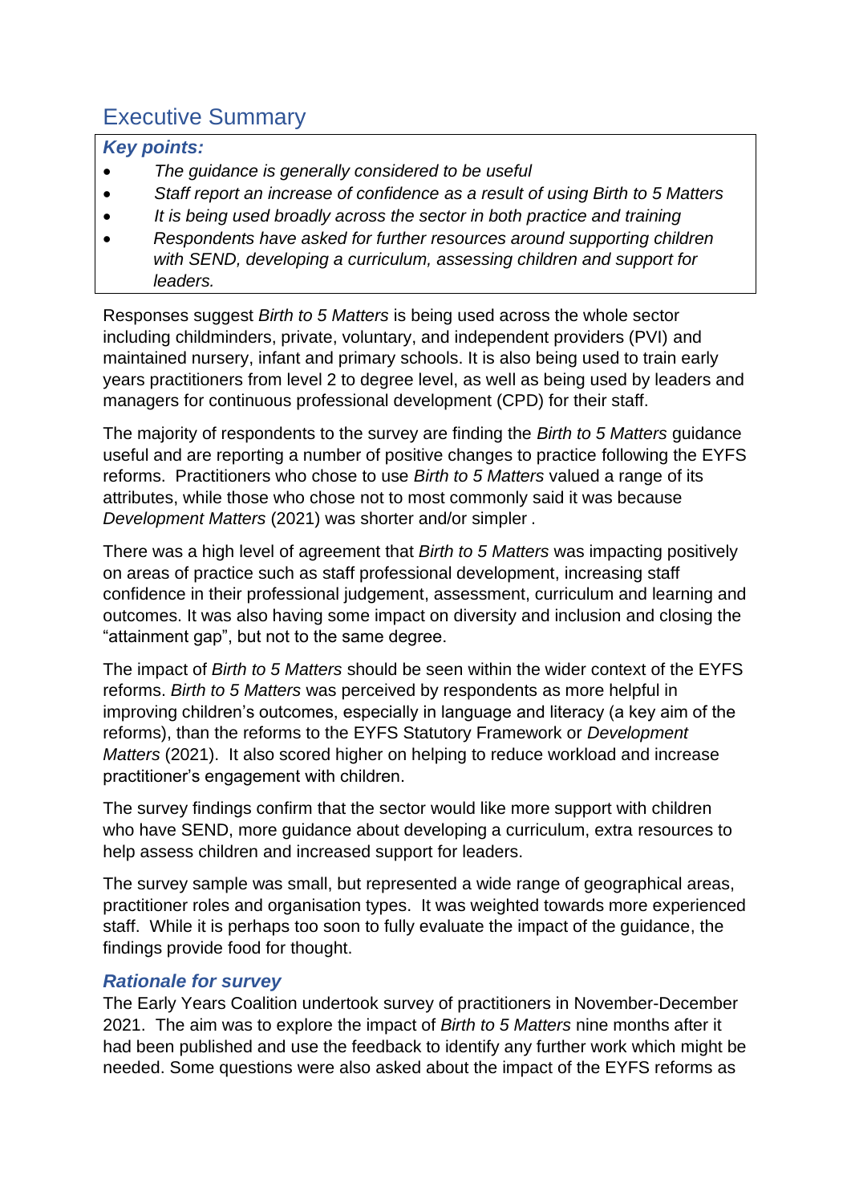# Executive Summary

***Key points:***

- *The guidance is generally considered to be useful*
- *Staff report an increase of confidence as a result of using Birth to 5 Matters*
- *It is being used broadly across the sector in both practice and training*
- *Respondents have asked for further resources around supporting children with SEND, developing a curriculum, assessing children and support for leaders.*

Responses suggest *Birth to 5 Matters* is being used across the whole sector including childminders, private, voluntary, and independent providers (PVI) and maintained nursery, infant and primary schools. It is also being used to train early years practitioners from level 2 to degree level, as well as being used by leaders and managers for continuous professional development (CPD) for their staff.

The majority of respondents to the survey are finding the *Birth to 5 Matters* guidance useful and are reporting a number of positive changes to practice following the EYFS reforms. Practitioners who chose to use *Birth to 5 Matters* valued a range of its attributes, while those who chose not to most commonly said it was because *Development Matters* (2021) was shorter and/or simpler .

There was a high level of agreement that *Birth to 5 Matters* was impacting positively on areas of practice such as staff professional development, increasing staff confidence in their professional judgement, assessment, curriculum and learning and outcomes. It was also having some impact on diversity and inclusion and closing the "attainment gap", but not to the same degree.

The impact of *Birth to 5 Matters* should be seen within the wider context of the EYFS reforms. *Birth to 5 Matters* was perceived by respondents as more helpful in improving children's outcomes, especially in language and literacy (a key aim of the reforms), than the reforms to the EYFS Statutory Framework or *Development Matters* (2021). It also scored higher on helping to reduce workload and increase practitioner's engagement with children.

The survey findings confirm that the sector would like more support with children who have SEND, more guidance about developing a curriculum, extra resources to help assess children and increased support for leaders.

The survey sample was small, but represented a wide range of geographical areas, practitioner roles and organisation types. It was weighted towards more experienced staff. While it is perhaps too soon to fully evaluate the impact of the guidance, the findings provide food for thought.

### *Rationale for survey*

The Early Years Coalition undertook survey of practitioners in November-December 2021. The aim was to explore the impact of *Birth to 5 Matters* nine months after it had been published and use the feedback to identify any further work which might be needed. Some questions were also asked about the impact of the EYFS reforms as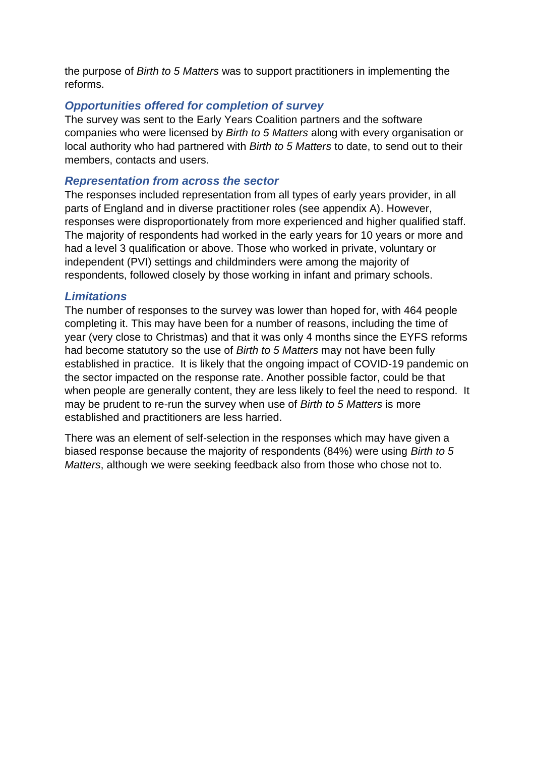the purpose of *Birth to 5 Matters* was to support practitioners in implementing the reforms.

### *Opportunities offered for completion of survey*

The survey was sent to the Early Years Coalition partners and the software companies who were licensed by *Birth to 5 Matters* along with every organisation or local authority who had partnered with *Birth to 5 Matters* to date, to send out to their members, contacts and users.

### *Representation from across the sector*

The responses included representation from all types of early years provider, in all parts of England and in diverse practitioner roles (see appendix A). However, responses were disproportionately from more experienced and higher qualified staff. The majority of respondents had worked in the early years for 10 years or more and had a level 3 qualification or above. Those who worked in private, voluntary or independent (PVI) settings and childminders were among the majority of respondents, followed closely by those working in infant and primary schools.

### *Limitations*

The number of responses to the survey was lower than hoped for, with 464 people completing it. This may have been for a number of reasons, including the time of year (very close to Christmas) and that it was only 4 months since the EYFS reforms had become statutory so the use of *Birth to 5 Matters* may not have been fully established in practice. It is likely that the ongoing impact of COVID-19 pandemic on the sector impacted on the response rate. Another possible factor, could be that when people are generally content, they are less likely to feel the need to respond. It may be prudent to re-run the survey when use of *Birth to 5 Matters* is more established and practitioners are less harried.

There was an element of self-selection in the responses which may have given a biased response because the majority of respondents (84%) were using *Birth to 5 Matters*, although we were seeking feedback also from those who chose not to.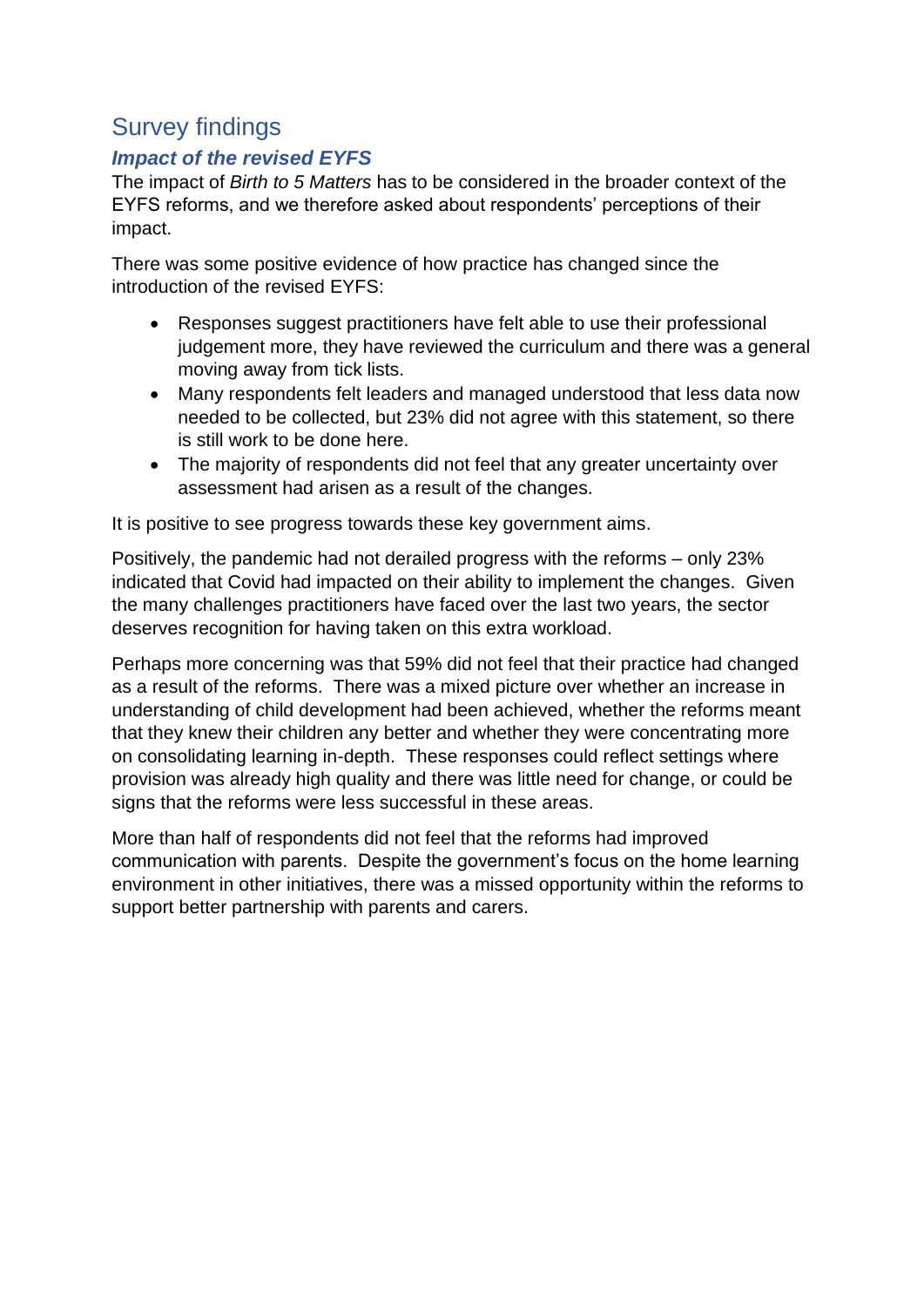## Survey findings

### *Impact of the revised EYFS*

The impact of *Birth to 5 Matters* has to be considered in the broader context of the EYFS reforms, and we therefore asked about respondents' perceptions of their impact.

There was some positive evidence of how practice has changed since the introduction of the revised EYFS:

- Responses suggest practitioners have felt able to use their professional judgement more, they have reviewed the curriculum and there was a general moving away from tick lists.
- Many respondents felt leaders and managed understood that less data now needed to be collected, but 23% did not agree with this statement, so there is still work to be done here.
- The majority of respondents did not feel that any greater uncertainty over assessment had arisen as a result of the changes.

It is positive to see progress towards these key government aims.

Positively, the pandemic had not derailed progress with the reforms – only 23% indicated that Covid had impacted on their ability to implement the changes. Given the many challenges practitioners have faced over the last two years, the sector deserves recognition for having taken on this extra workload.

Perhaps more concerning was that 59% did not feel that their practice had changed as a result of the reforms. There was a mixed picture over whether an increase in understanding of child development had been achieved, whether the reforms meant that they knew their children any better and whether they were concentrating more on consolidating learning in-depth. These responses could reflect settings where provision was already high quality and there was little need for change, or could be signs that the reforms were less successful in these areas.

More than half of respondents did not feel that the reforms had improved communication with parents. Despite the government's focus on the home learning environment in other initiatives, there was a missed opportunity within the reforms to support better partnership with parents and carers.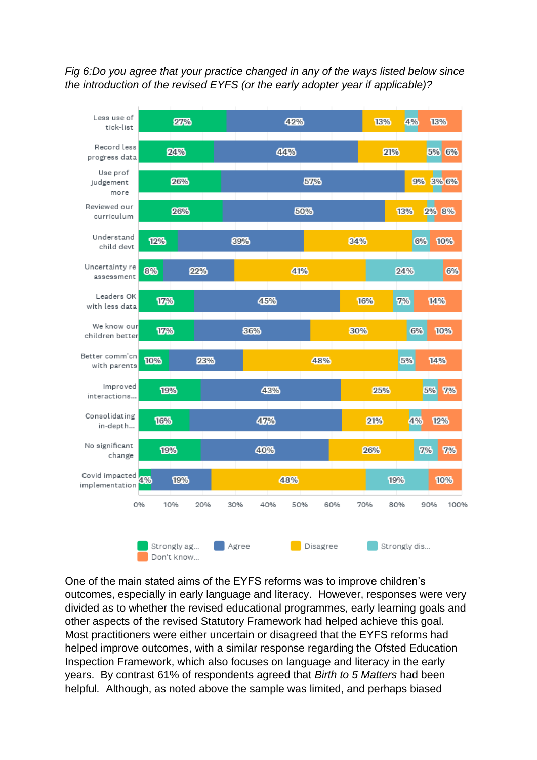*Fig 6:Do you agree that your practice changed in any of the ways listed below since the introduction of the revised EYFS (or the early adopter year if applicable)?*

Less use of tick-list: 27% 42% 13% 4% 13%
Record less progress data: 24% 44% 21% 5% 6%
Use prof judgement more: 26% 57% 9% 3% 6%
Reviewed our curriculum: 26% 50% 13% 2% 8%
Understand child devt: 12% 39% 34% 6% 10%
Uncertainty re assessment: 8% 22% 41% 24% 6%
Leaders OK with less data: 17% 45% 16% 7% 14%
We know our children better: 17% 36% 30% 6% 10%
Better comm'cn with parents: 10% 23% 48% 5% 14%
Improved interactions...: 19% 43% 25% 5% 7%
Consolidating in-depth...: 16% 47% 21% 4% 12%
No significant change: 19% 40% 26% 7% 7%
Covid impacted implementation: 4% 19% 48% 19% 10%

0% 10% 20% 30% 40% 50% 60% 70% 80% 90% 100%

Strongly ag... Agree Disagree Strongly dis... Don't know...

One of the main stated aims of the EYFS reforms was to improve children's outcomes, especially in early language and literacy. However, responses were very divided as to whether the revised educational programmes, early learning goals and other aspects of the revised Statutory Framework had helped achieve this goal. Most practitioners were either uncertain or disagreed that the EYFS reforms had helped improve outcomes, with a similar response regarding the Ofsted Education Inspection Framework, which also focuses on language and literacy in the early years. By contrast 61% of respondents agreed that *Birth to 5 Matters* had been helpful. Although, as noted above the sample was limited, and perhaps biased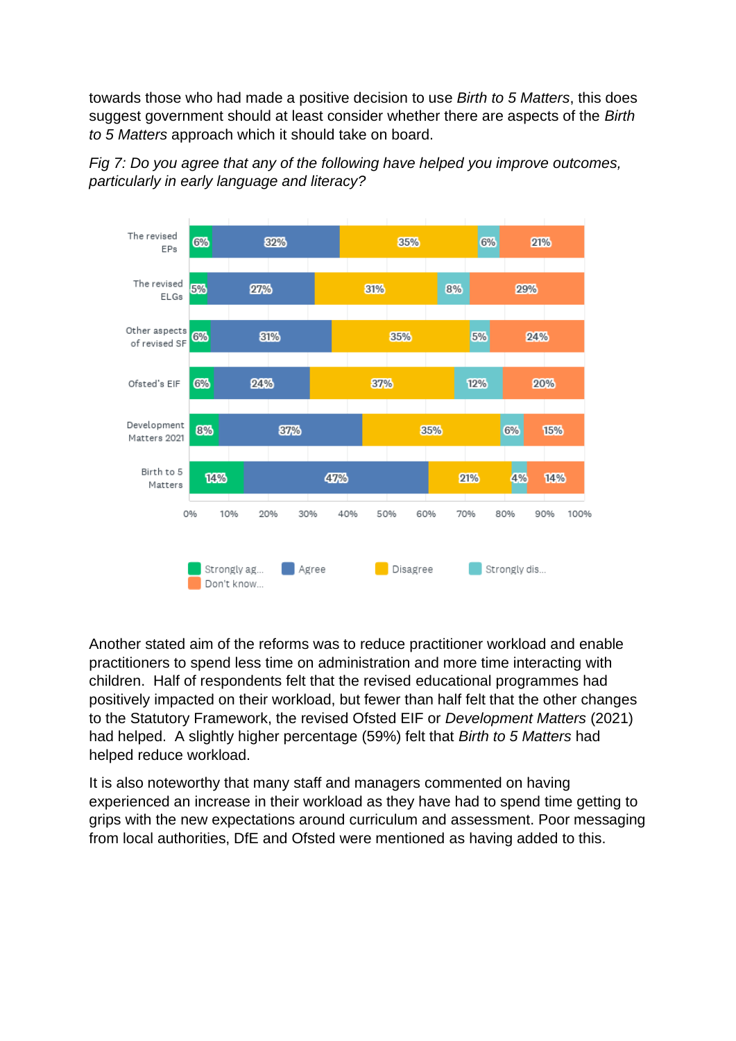towards those who had made a positive decision to use *Birth to 5 Matters*, this does suggest government should at least consider whether there are aspects of the *Birth to 5 Matters* approach which it should take on board.

*Fig 7: Do you agree that any of the following have helped you improve outcomes, particularly in early language and literacy?*

The revised EPs: 6% 32% 35% 6% 21%

The revised ELGs: 5% 27% 31% 8% 29%

Other aspects of revised SF: 6% 31% 35% 5% 24%

Ofsted's EIF: 6% 24% 37% 12% 20%

Development Matters 2021: 8% 37% 35% 6% 15%

Birth to 5 Matters: 14% 47% 21% 4% 14%

0% 10% 20% 30% 40% 50% 60% 70% 80% 90% 100%

Strongly ag... Agree Disagree Strongly dis... Don't know...

Another stated aim of the reforms was to reduce practitioner workload and enable practitioners to spend less time on administration and more time interacting with children. Half of respondents felt that the revised educational programmes had positively impacted on their workload, but fewer than half felt that the other changes to the Statutory Framework, the revised Ofsted EIF or *Development Matters* (2021) had helped. A slightly higher percentage (59%) felt that *Birth to 5 Matters* had helped reduce workload.

It is also noteworthy that many staff and managers commented on having experienced an increase in their workload as they have had to spend time getting to grips with the new expectations around curriculum and assessment. Poor messaging from local authorities, DfE and Ofsted were mentioned as having added to this.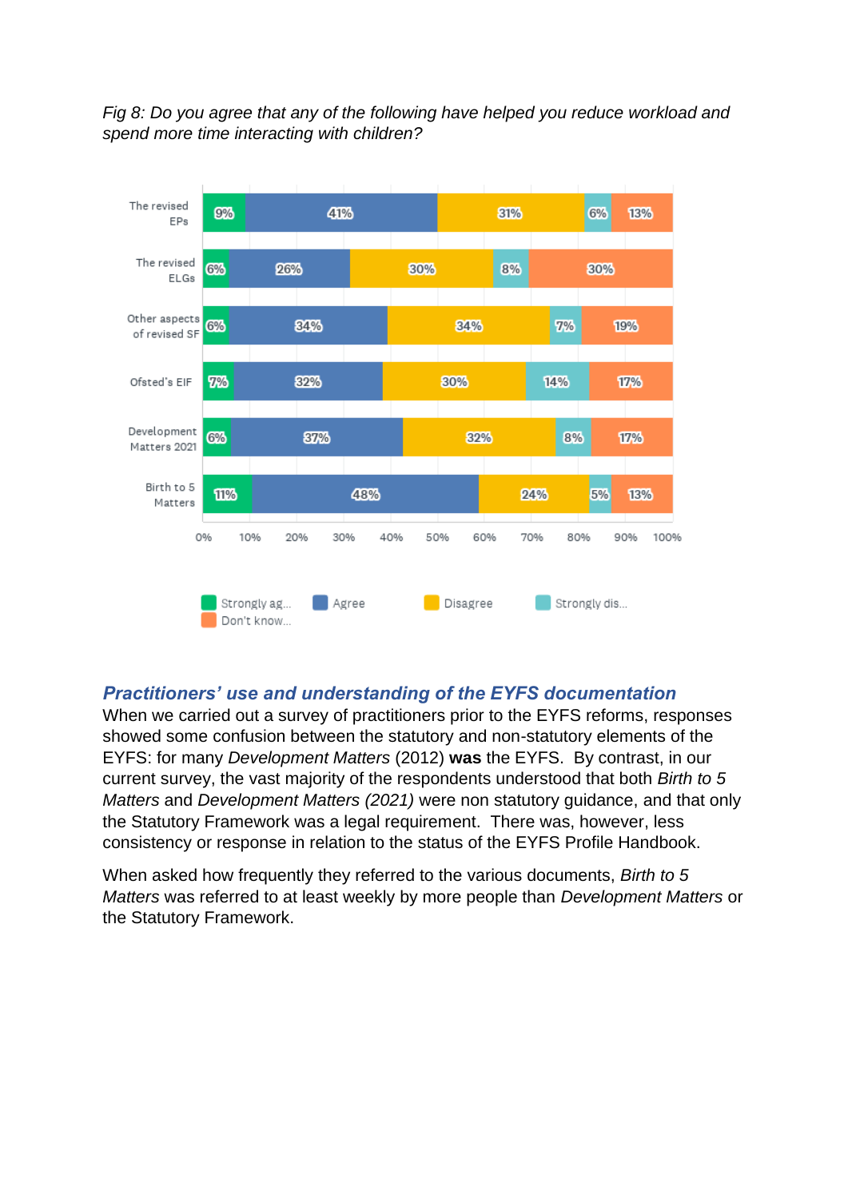*Fig 8: Do you agree that any of the following have helped you reduce workload and spend more time interacting with children?*

| | Strongly ag... | Agree | Disagree | Strongly dis... | Don't know... |
|---|---|---|---|---|---|
| The revised EPs | 9% | 41% | 31% | 6% | 13% |
| The revised ELGs | 6% | 26% | 30% | 8% | 30% |
| Other aspects of revised SF | 6% | 34% | 34% | 7% | 19% |
| Ofsted's EIF | 7% | 32% | 30% | 14% | 17% |
| Development Matters 2021 | 6% | 37% | 32% | 8% | 17% |
| Birth to 5 Matters | 11% | 48% | 24% | 5% | 13% |

## *Practitioners' use and understanding of the EYFS documentation*

When we carried out a survey of practitioners prior to the EYFS reforms, responses showed some confusion between the statutory and non-statutory elements of the EYFS: for many *Development Matters* (2012) **was** the EYFS. By contrast, in our current survey, the vast majority of the respondents understood that both *Birth to 5 Matters* and *Development Matters (2021)* were non statutory guidance, and that only the Statutory Framework was a legal requirement. There was, however, less consistency or response in relation to the status of the EYFS Profile Handbook.

When asked how frequently they referred to the various documents, *Birth to 5 Matters* was referred to at least weekly by more people than *Development Matters* or the Statutory Framework.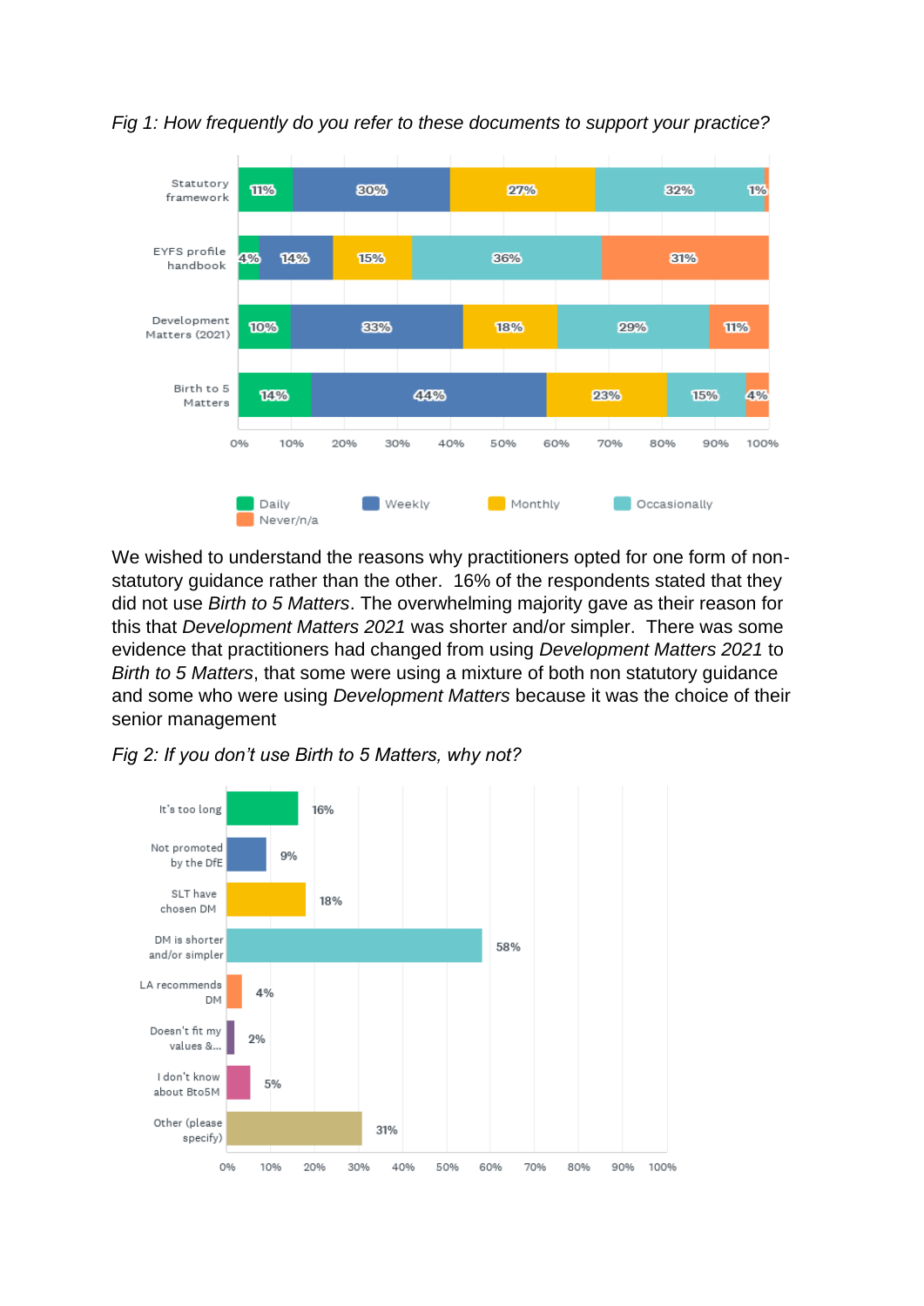*Fig 1: How frequently do you refer to these documents to support your practice?*

Statutory framework
11% 30% 27% 32% 1%

EYFS profile handbook
4% 14% 15% 36% 31%

Development Matters (2021)
10% 33% 18% 29% 11%

Birth to 5 Matters
14% 44% 23% 15% 4%

0% 10% 20% 30% 40% 50% 60% 70% 80% 90% 100%

Daily
Weekly
Monthly
Occasionally
Never/n/a

We wished to understand the reasons why practitioners opted for one form of non-statutory guidance rather than the other. 16% of the respondents stated that they did not use *Birth to 5 Matters*. The overwhelming majority gave as their reason for this that *Development Matters 2021* was shorter and/or simpler. There was some evidence that practitioners had changed from using *Development Matters 2021* to *Birth to 5 Matters*, that some were using a mixture of both non statutory guidance and some who were using *Development Matters* because it was the choice of their senior management

*Fig 2: If you don't use Birth to 5 Matters, why not?*

It's too long 16%
Not promoted by the DfE 9%
SLT have chosen DM 18%
DM is shorter and/or simpler 58%
LA recommends DM 4%
Doesn't fit my values &... 2%
I don't know about Bto5M 5%
Other (please specify) 31%

0% 10% 20% 30% 40% 50% 60% 70% 80% 90% 100%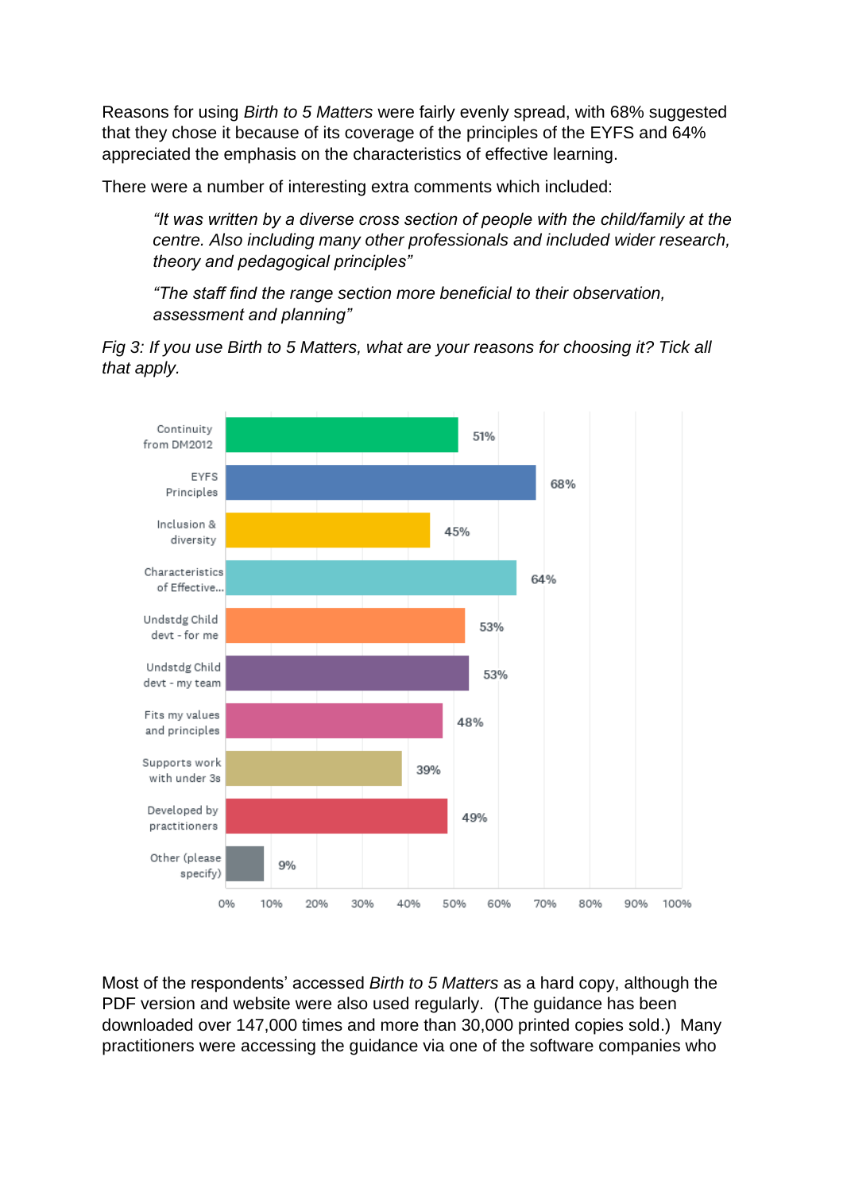Reasons for using *Birth to 5 Matters* were fairly evenly spread, with 68% suggested that they chose it because of its coverage of the principles of the EYFS and 64% appreciated the emphasis on the characteristics of effective learning.

There were a number of interesting extra comments which included:

> *"It was written by a diverse cross section of people with the child/family at the centre. Also including many other professionals and included wider research, theory and pedagogical principles"*

> *"The staff find the range section more beneficial to their observation, assessment and planning"*

*Fig 3: If you use Birth to 5 Matters, what are your reasons for choosing it? Tick all that apply.*

Continuity from DM2012 51%
EYFS Principles 68%
Inclusion & diversity 45%
Characteristics of Effective... 64%
Undstdg Child devt - for me 53%
Undstdg Child devt - my team 53%
Fits my values and principles 48%
Supports work with under 3s 39%
Developed by practitioners 49%
Other (please specify) 9%

0% 10% 20% 30% 40% 50% 60% 70% 80% 90% 100%

Most of the respondents' accessed *Birth to 5 Matters* as a hard copy, although the PDF version and website were also used regularly. (The guidance has been downloaded over 147,000 times and more than 30,000 printed copies sold.) Many practitioners were accessing the guidance via one of the software companies who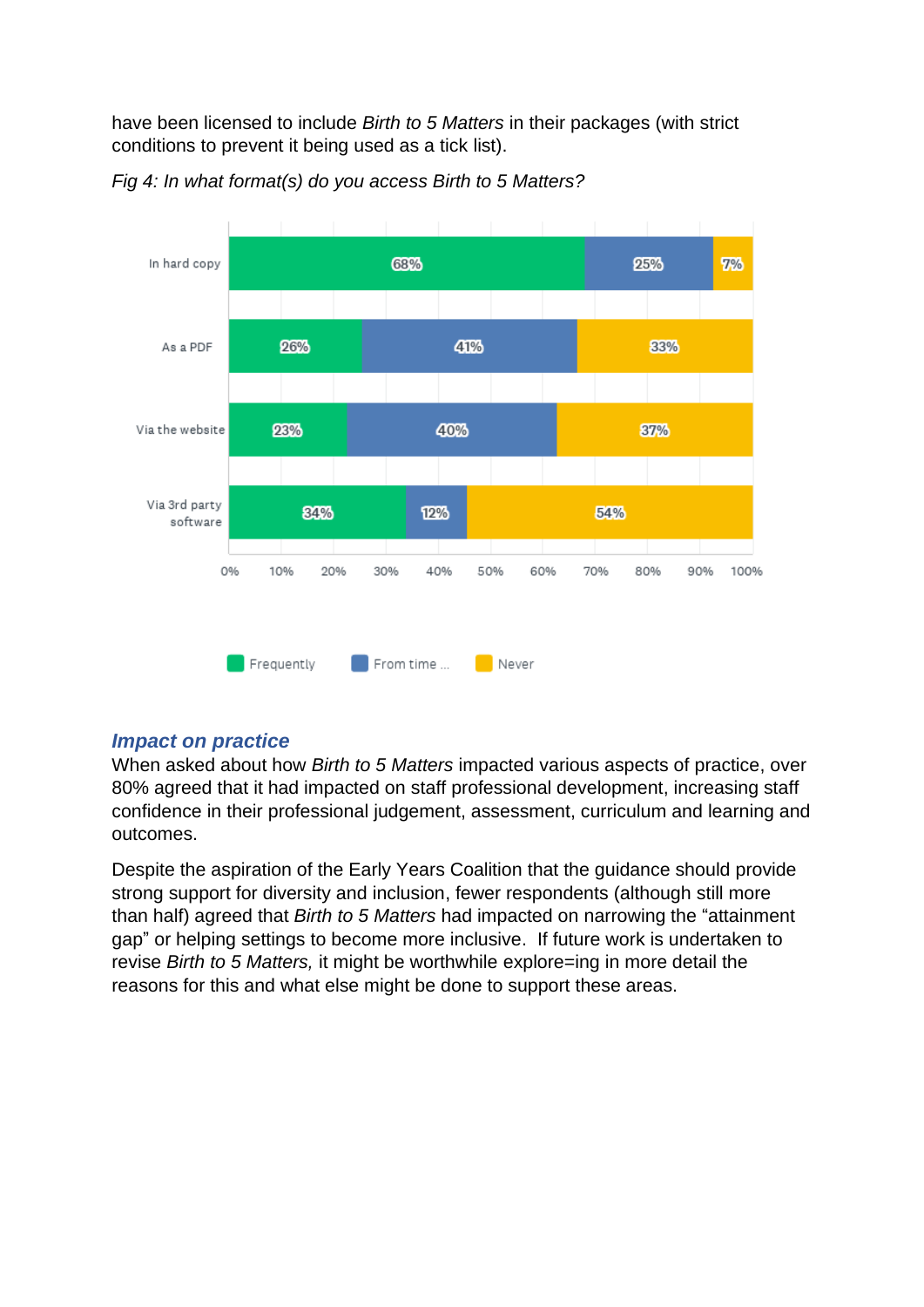have been licensed to include *Birth to 5 Matters* in their packages (with strict conditions to prevent it being used as a tick list).

*Fig 4: In what format(s) do you access Birth to 5 Matters?*

In hard copy
68%
25%
7%

As a PDF
26%
41%
33%

Via the website
23%
40%
37%

Via 3rd party software
34%
12%
54%

0% 10% 20% 30% 40% 50% 60% 70% 80% 90% 100%

Frequently
From time ...
Never

### *Impact on practice*

When asked about how *Birth to 5 Matters* impacted various aspects of practice, over 80% agreed that it had impacted on staff professional development, increasing staff confidence in their professional judgement, assessment, curriculum and learning and outcomes.

Despite the aspiration of the Early Years Coalition that the guidance should provide strong support for diversity and inclusion, fewer respondents (although still more than half) agreed that *Birth to 5 Matters* had impacted on narrowing the “attainment gap” or helping settings to become more inclusive. If future work is undertaken to revise *Birth to 5 Matters,* it might be worthwhile explore=ing in more detail the reasons for this and what else might be done to support these areas.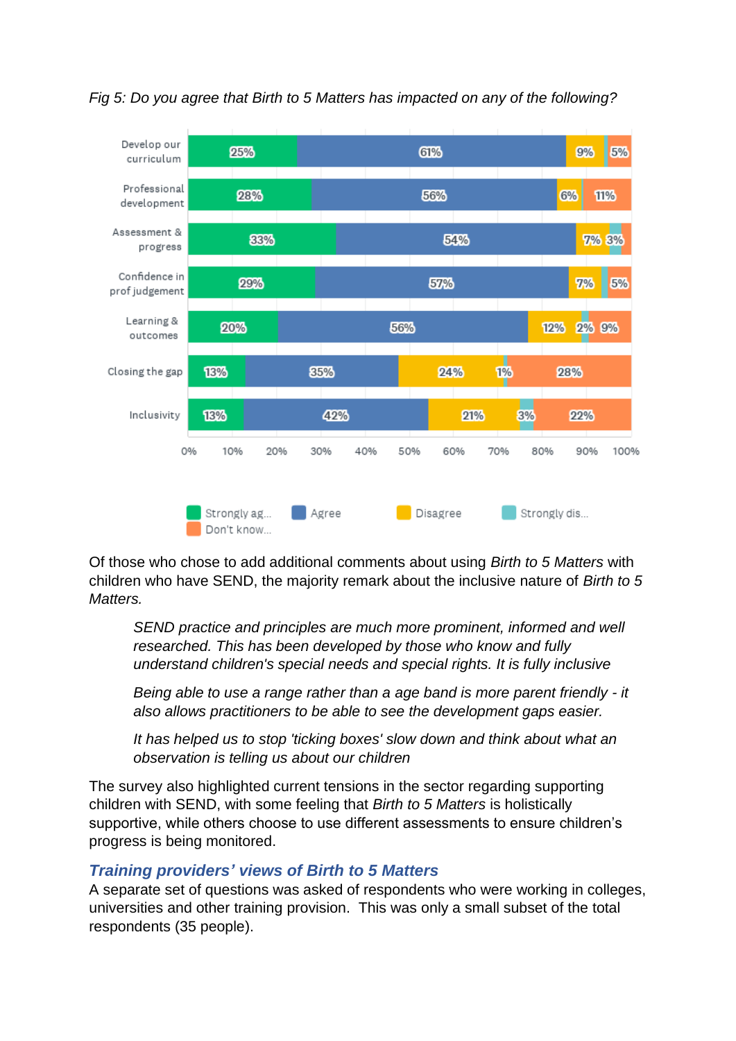*Fig 5: Do you agree that Birth to 5 Matters has impacted on any of the following?*

Develop our curriculum
25%
61%
9%
5%

Professional development
28%
56%
6%
11%

Assessment & progress
33%
54%
7%
3%

Confidence in prof judgement
29%
57%
7%
5%

Learning & outcomes
20%
56%
12%
2%
9%

Closing the gap
13%
35%
24%
1%
28%

Inclusivity
13%
42%
21%
3%
22%

0%
10%
20%
30%
40%
50%
60%
70%
80%
90%
100%

Strongly ag...
Agree
Disagree
Strongly dis...
Don't know...

Of those who chose to add additional comments about using *Birth to 5 Matters* with children who have SEND, the majority remark about the inclusive nature of *Birth to 5 Matters.*

> *SEND practice and principles are much more prominent, informed and well researched. This has been developed by those who know and fully understand children's special needs and special rights. It is fully inclusive*
>
> *Being able to use a range rather than a age band is more parent friendly - it also allows practitioners to be able to see the development gaps easier.*
>
> *It has helped us to stop 'ticking boxes' slow down and think about what an observation is telling us about our children*

The survey also highlighted current tensions in the sector regarding supporting children with SEND, with some feeling that *Birth to 5 Matters* is holistically supportive, while others choose to use different assessments to ensure children's progress is being monitored.

### *Training providers' views of Birth to 5 Matters*

A separate set of questions was asked of respondents who were working in colleges, universities and other training provision. This was only a small subset of the total respondents (35 people).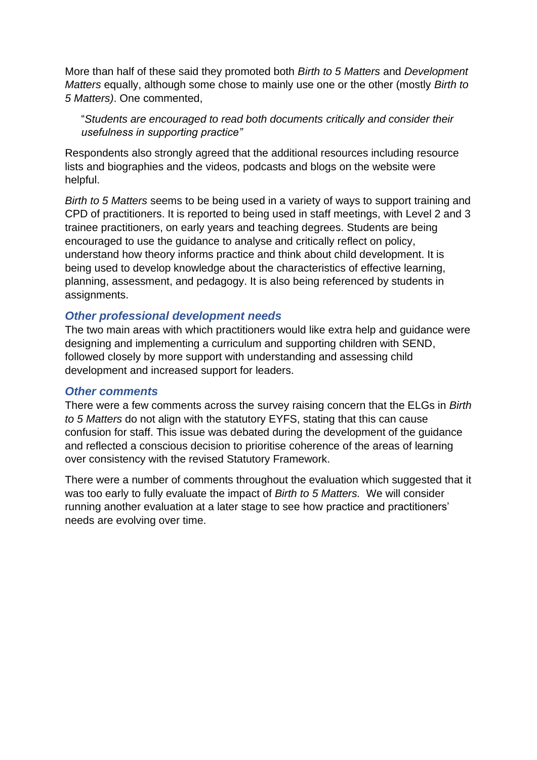More than half of these said they promoted both *Birth to 5 Matters* and *Development Matters* equally, although some chose to mainly use one or the other (mostly *Birth to 5 Matters)*. One commented,

> "*Students are encouraged to read both documents critically and consider their usefulness in supporting practice"*

Respondents also strongly agreed that the additional resources including resource lists and biographies and the videos, podcasts and blogs on the website were helpful.

*Birth to 5 Matters* seems to be being used in a variety of ways to support training and CPD of practitioners. It is reported to being used in staff meetings, with Level 2 and 3 trainee practitioners, on early years and teaching degrees. Students are being encouraged to use the guidance to analyse and critically reflect on policy, understand how theory informs practice and think about child development. It is being used to develop knowledge about the characteristics of effective learning, planning, assessment, and pedagogy. It is also being referenced by students in assignments.

### *Other professional development needs*

The two main areas with which practitioners would like extra help and guidance were designing and implementing a curriculum and supporting children with SEND, followed closely by more support with understanding and assessing child development and increased support for leaders.

### *Other comments*

There were a few comments across the survey raising concern that the ELGs in *Birth to 5 Matters* do not align with the statutory EYFS, stating that this can cause confusion for staff. This issue was debated during the development of the guidance and reflected a conscious decision to prioritise coherence of the areas of learning over consistency with the revised Statutory Framework.

There were a number of comments throughout the evaluation which suggested that it was too early to fully evaluate the impact of *Birth to 5 Matters.* We will consider running another evaluation at a later stage to see how practice and practitioners' needs are evolving over time.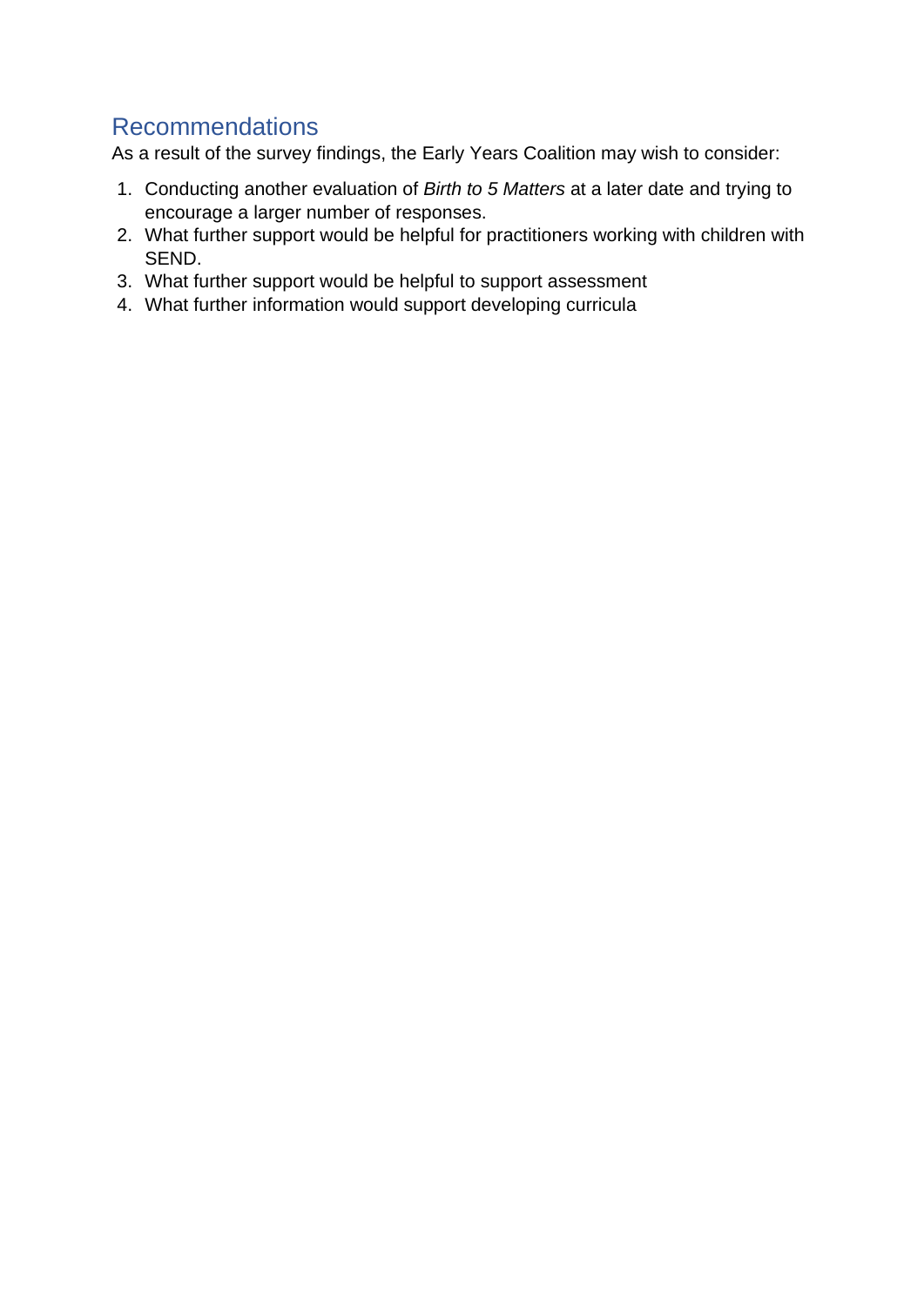## Recommendations

As a result of the survey findings, the Early Years Coalition may wish to consider:

1. Conducting another evaluation of *Birth to 5 Matters* at a later date and trying to encourage a larger number of responses.
2. What further support would be helpful for practitioners working with children with SEND.
3. What further support would be helpful to support assessment
4. What further information would support developing curricula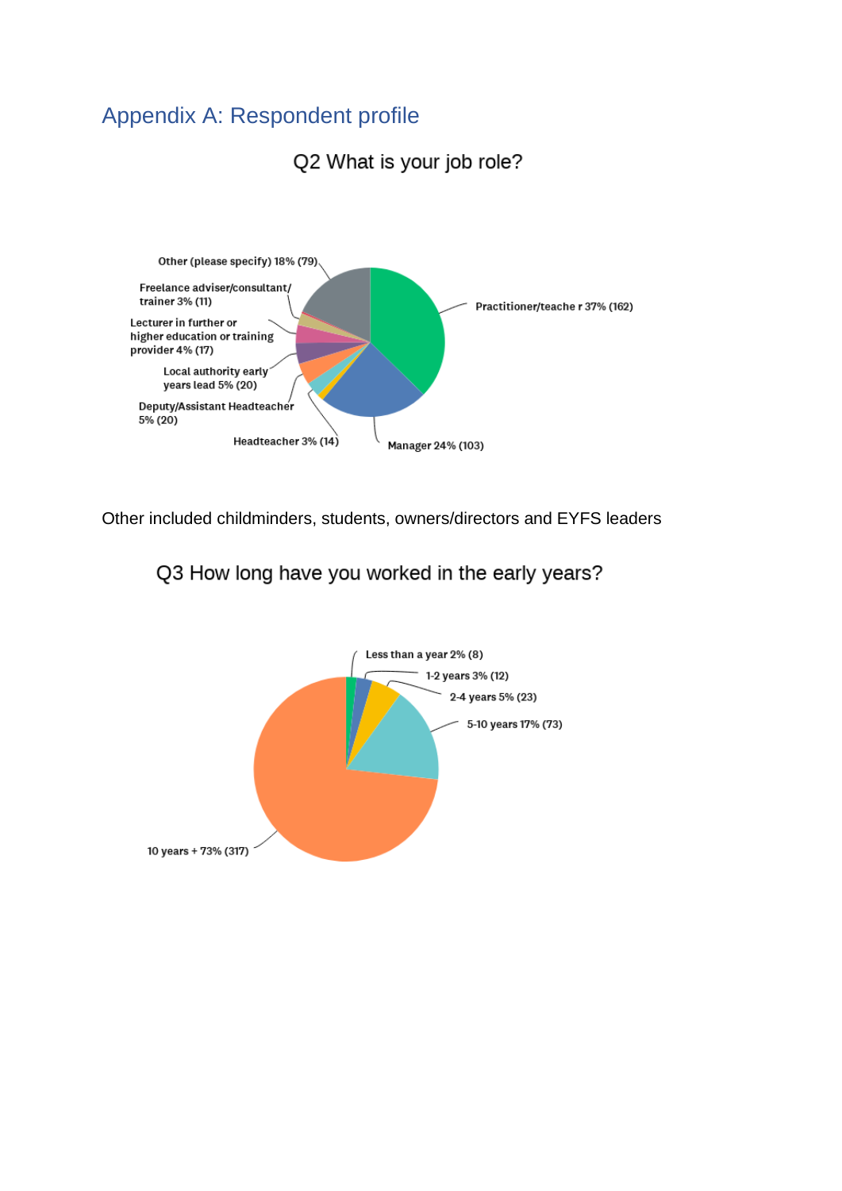## Appendix A: Respondent profile

Q2 What is your job role?

Other (please specify) 18% (79)

Freelance adviser/consultant/ trainer 3% (11)

Lecturer in further or higher education or training provider 4% (17)

Local authority early years lead 5% (20)

Deputy/Assistant Headteacher 5% (20)

Headteacher 3% (14)

Manager 24% (103)

Practitioner/teache r 37% (162)

Other included childminders, students, owners/directors and EYFS leaders

Q3 How long have you worked in the early years?

Less than a year 2% (8)

1-2 years 3% (12)

2-4 years 5% (23)

5-10 years 17% (73)

10 years + 73% (317)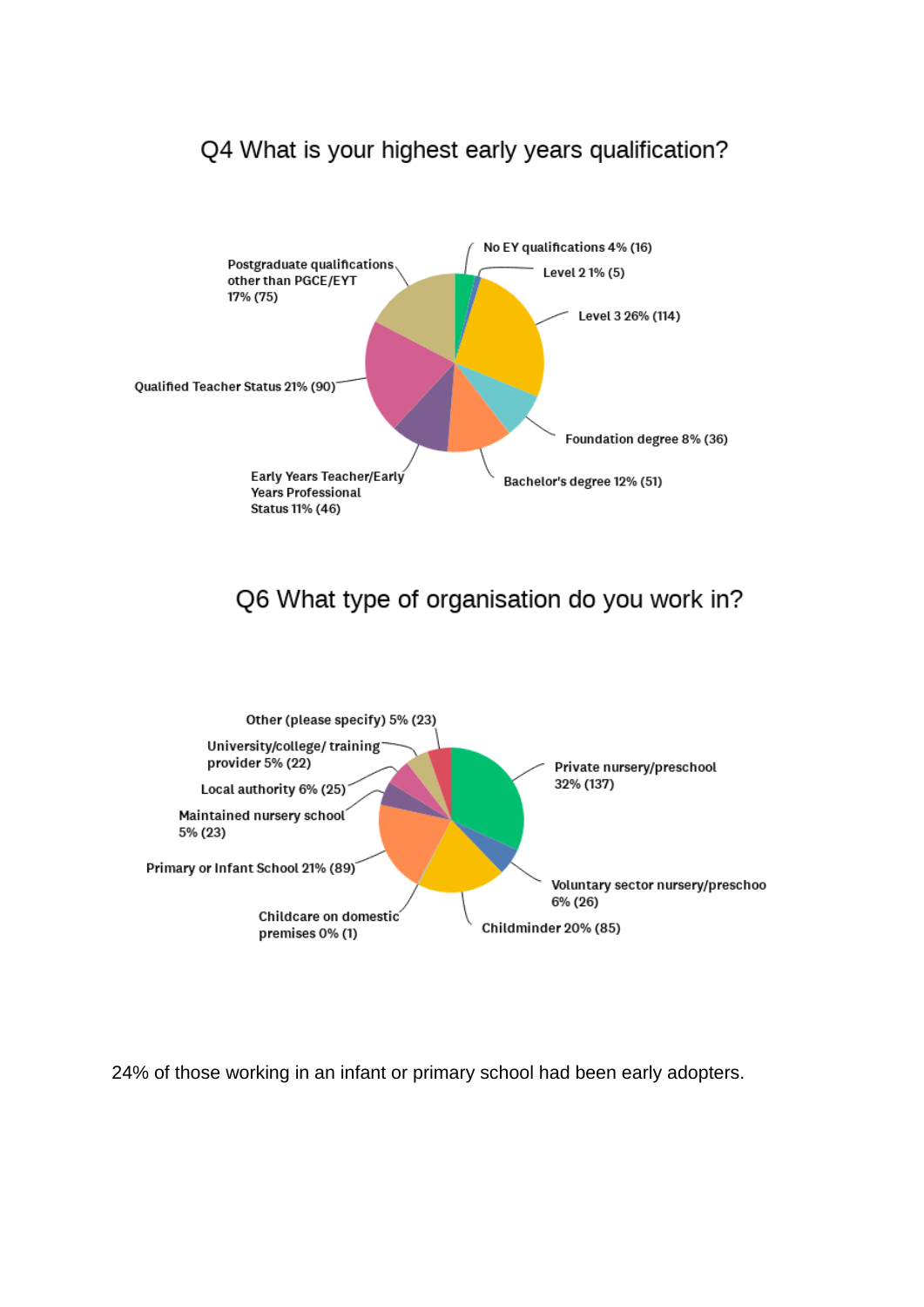## Q4 What is your highest early years qualification?

No EY qualifications 4% (16)

Level 2 1% (5)

Level 3 26% (114)

Foundation degree 8% (36)

Bachelor's degree 12% (51)

Early Years Teacher/Early Years Professional Status 11% (46)

Qualified Teacher Status 21% (90)

Postgraduate qualifications other than PGCE/EYT 17% (75)

## Q6 What type of organisation do you work in?

Other (please specify) 5% (23)

University/college/ training provider 5% (22)

Local authority 6% (25)

Maintained nursery school 5% (23)

Primary or Infant School 21% (89)

Childcare on domestic premises 0% (1)

Childminder 20% (85)

Voluntary sector nursery/preschoo 6% (26)

Private nursery/preschool 32% (137)

24% of those working in an infant or primary school had been early adopters.